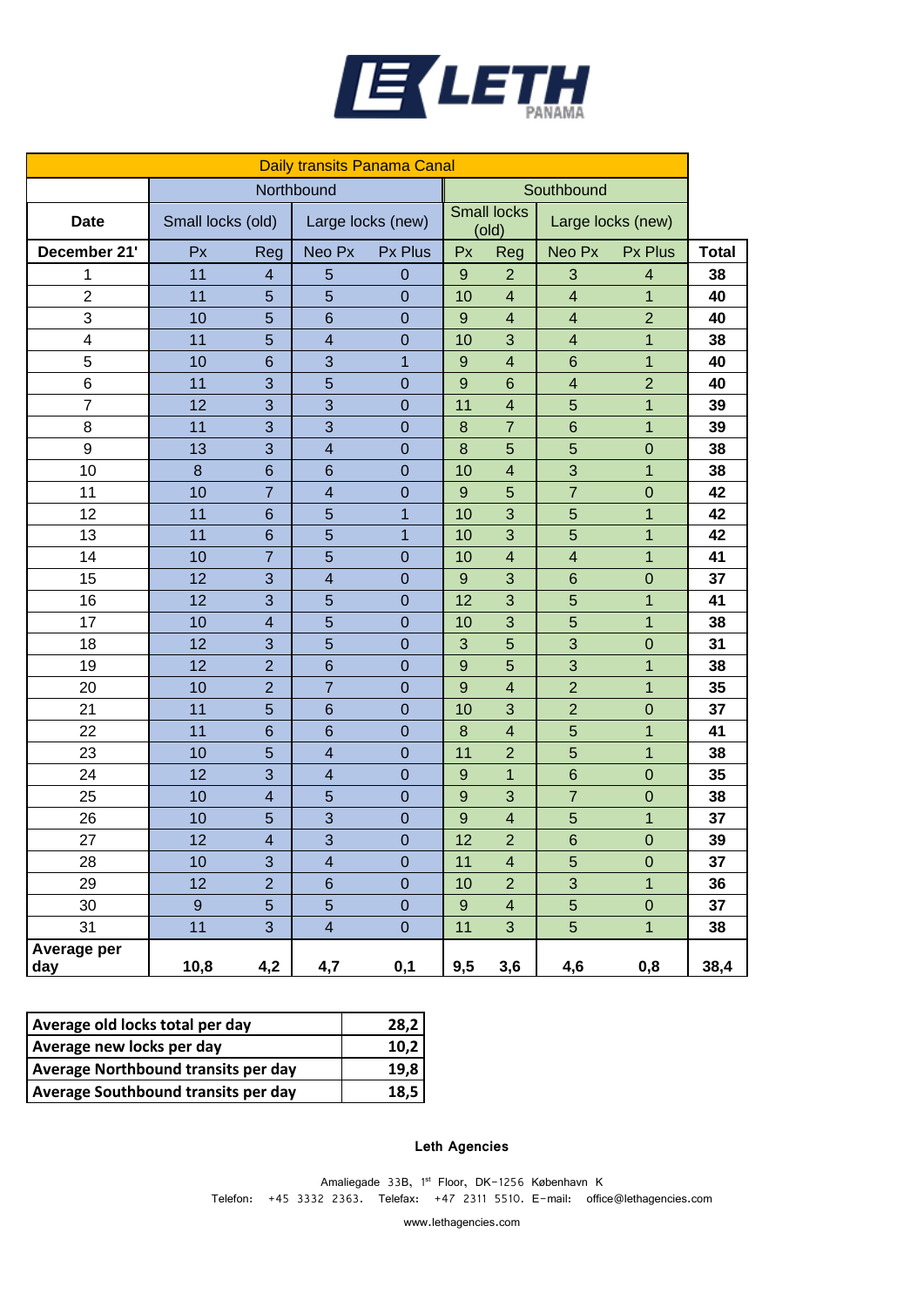LETH PANAMA

| Daily transits Panama Canal | | | | | | | | | |
|---|---|---|---|---|---|---|---|---|---|
| | Northbound | | | | Southbound | | | | |
| Date | Small locks (old) | | Large locks (new) | | Small locks (old) | | Large locks (new) | | |
| December 21' | Px | Reg | Neo Px | Px Plus | Px | Reg | Neo Px | Px Plus | Total |
| 1 | 11 | 4 | 5 | 0 | 9 | 2 | 3 | 4 | 38 |
| 2 | 11 | 5 | 5 | 0 | 10 | 4 | 4 | 1 | 40 |
| 3 | 10 | 5 | 6 | 0 | 9 | 4 | 4 | 2 | 40 |
| 4 | 11 | 5 | 4 | 0 | 10 | 3 | 4 | 1 | 38 |
| 5 | 10 | 6 | 3 | 1 | 9 | 4 | 6 | 1 | 40 |
| 6 | 11 | 3 | 5 | 0 | 9 | 6 | 4 | 2 | 40 |
| 7 | 12 | 3 | 3 | 0 | 11 | 4 | 5 | 1 | 39 |
| 8 | 11 | 3 | 3 | 0 | 8 | 7 | 6 | 1 | 39 |
| 9 | 13 | 3 | 4 | 0 | 8 | 5 | 5 | 0 | 38 |
| 10 | 8 | 6 | 6 | 0 | 10 | 4 | 3 | 1 | 38 |
| 11 | 10 | 7 | 4 | 0 | 9 | 5 | 7 | 0 | 42 |
| 12 | 11 | 6 | 5 | 1 | 10 | 3 | 5 | 1 | 42 |
| 13 | 11 | 6 | 5 | 1 | 10 | 3 | 5 | 1 | 42 |
| 14 | 10 | 7 | 5 | 0 | 10 | 4 | 4 | 1 | 41 |
| 15 | 12 | 3 | 4 | 0 | 9 | 3 | 6 | 0 | 37 |
| 16 | 12 | 3 | 5 | 0 | 12 | 3 | 5 | 1 | 41 |
| 17 | 10 | 4 | 5 | 0 | 10 | 3 | 5 | 1 | 38 |
| 18 | 12 | 3 | 5 | 0 | 3 | 5 | 3 | 0 | 31 |
| 19 | 12 | 2 | 6 | 0 | 9 | 5 | 3 | 1 | 38 |
| 20 | 10 | 2 | 7 | 0 | 9 | 4 | 2 | 1 | 35 |
| 21 | 11 | 5 | 6 | 0 | 10 | 3 | 2 | 0 | 37 |
| 22 | 11 | 6 | 6 | 0 | 8 | 4 | 5 | 1 | 41 |
| 23 | 10 | 5 | 4 | 0 | 11 | 2 | 5 | 1 | 38 |
| 24 | 12 | 3 | 4 | 0 | 9 | 1 | 6 | 0 | 35 |
| 25 | 10 | 4 | 5 | 0 | 9 | 3 | 7 | 0 | 38 |
| 26 | 10 | 5 | 3 | 0 | 9 | 4 | 5 | 1 | 37 |
| 27 | 12 | 4 | 3 | 0 | 12 | 2 | 6 | 0 | 39 |
| 28 | 10 | 3 | 4 | 0 | 11 | 4 | 5 | 0 | 37 |
| 29 | 12 | 2 | 6 | 0 | 10 | 2 | 3 | 1 | 36 |
| 30 | 9 | 5 | 5 | 0 | 9 | 4 | 5 | 0 | 37 |
| 31 | 11 | 3 | 4 | 0 | 11 | 3 | 5 | 1 | 38 |
| **Average per day** | **10,8** | **4,2** | **4,7** | **0,1** | **9,5** | **3,6** | **4,6** | **0,8** | **38,4** |

| | |
|---|---|
| **Average old locks total per day** | **28,2** |
| **Average new locks per day** | **10,2** |
| **Average Northbound transits per day** | **19,8** |
| **Average Southbound transits per day** | **18,5** |

**Leth Agencies**

Amaliegade 33B, 1st Floor, DK-1256 København K
Telefon: +45 3332 2363. Telefax: +47 2311 5510. E-mail: office@lethagencies.com

www.lethagencies.com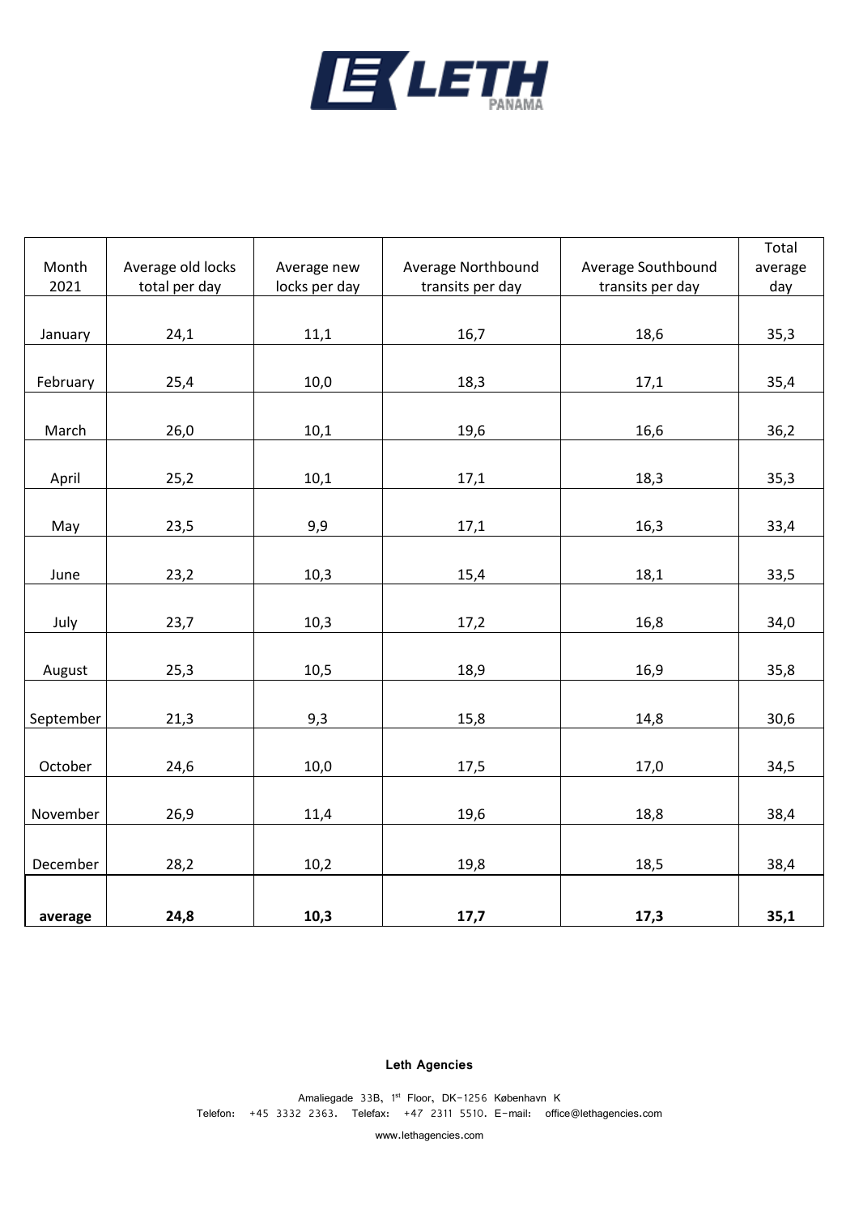| Month 2021 | Average old locks total per day | Average new locks per day | Average Northbound transits per day | Average Southbound transits per day | Total average day |
|---|---|---|---|---|---|
| January | 24,1 | 11,1 | 16,7 | 18,6 | 35,3 |
| February | 25,4 | 10,0 | 18,3 | 17,1 | 35,4 |
| March | 26,0 | 10,1 | 19,6 | 16,6 | 36,2 |
| April | 25,2 | 10,1 | 17,1 | 18,3 | 35,3 |
| May | 23,5 | 9,9 | 17,1 | 16,3 | 33,4 |
| June | 23,2 | 10,3 | 15,4 | 18,1 | 33,5 |
| July | 23,7 | 10,3 | 17,2 | 16,8 | 34,0 |
| August | 25,3 | 10,5 | 18,9 | 16,9 | 35,8 |
| September | 21,3 | 9,3 | 15,8 | 14,8 | 30,6 |
| October | 24,6 | 10,0 | 17,5 | 17,0 | 34,5 |
| November | 26,9 | 11,4 | 19,6 | 18,8 | 38,4 |
| December | 28,2 | 10,2 | 19,8 | 18,5 | 38,4 |
| **average** | **24,8** | **10,3** | **17,7** | **17,3** | **35,1** |

**Leth Agencies**

Amaliegade 33B, 1st Floor, DK-1256 København K
Telefon: +45 3332 2363. Telefax: +47 2311 5510. E-mail: office@lethagencies.com

www.lethagencies.com